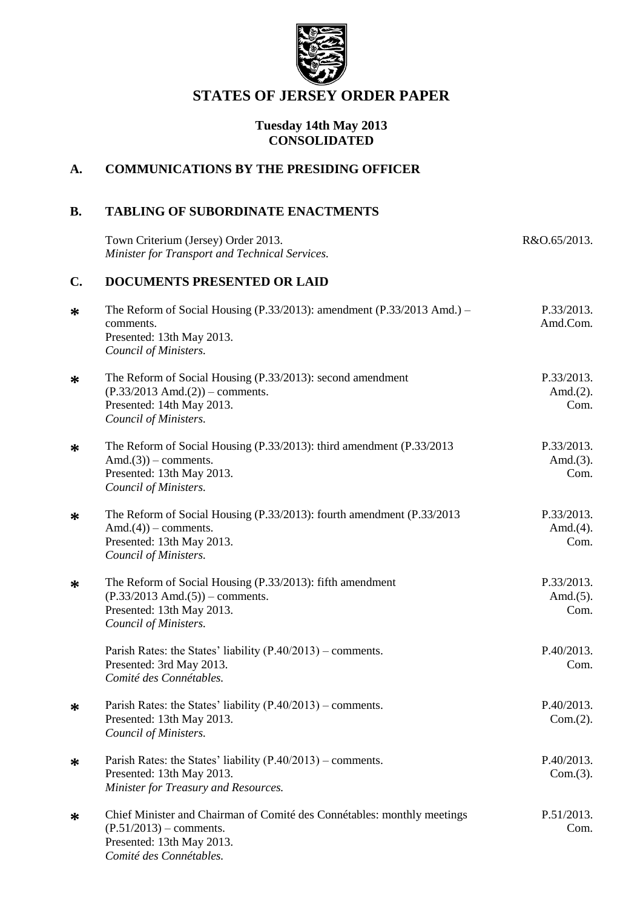# STATES OF JERSEY ORDER PAPER

**Tuesday 14th May 2013**
**CONSOLIDATED**

## A. COMMUNICATIONS BY THE PRESIDING OFFICER

## B. TABLING OF SUBORDINATE ENACTMENTS

Town Criterium (Jersey) Order 2013. R&O.65/2013.
*Minister for Transport and Technical Services.*

## C. DOCUMENTS PRESENTED OR LAID

* The Reform of Social Housing (P.33/2013): amendment (P.33/2013 Amd.) – comments. P.33/2013. Amd.Com.
Presented: 13th May 2013.
*Council of Ministers.*

* The Reform of Social Housing (P.33/2013): second amendment (P.33/2013 Amd.(2)) – comments. P.33/2013. Amd.(2). Com.
Presented: 14th May 2013.
*Council of Ministers.*

* The Reform of Social Housing (P.33/2013): third amendment (P.33/2013 Amd.(3)) – comments. P.33/2013. Amd.(3). Com.
Presented: 13th May 2013.
*Council of Ministers.*

* The Reform of Social Housing (P.33/2013): fourth amendment (P.33/2013 Amd.(4)) – comments. P.33/2013. Amd.(4). Com.
Presented: 13th May 2013.
*Council of Ministers.*

* The Reform of Social Housing (P.33/2013): fifth amendment (P.33/2013 Amd.(5)) – comments. P.33/2013. Amd.(5). Com.
Presented: 13th May 2013.
*Council of Ministers.*

Parish Rates: the States' liability (P.40/2013) – comments. P.40/2013. Com.
Presented: 3rd May 2013.
*Comité des Connétables.*

* Parish Rates: the States' liability (P.40/2013) – comments. P.40/2013. Com.(2).
Presented: 13th May 2013.
*Council of Ministers.*

* Parish Rates: the States' liability (P.40/2013) – comments. P.40/2013. Com.(3).
Presented: 13th May 2013.
*Minister for Treasury and Resources.*

* Chief Minister and Chairman of Comité des Connétables: monthly meetings (P.51/2013) – comments. P.51/2013. Com.
Presented: 13th May 2013.
*Comité des Connétables.*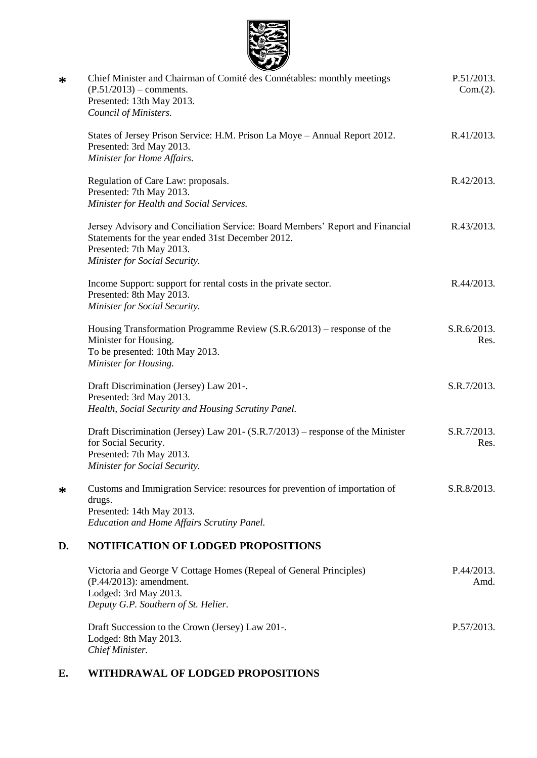| | | |
|---|---|---|
| * | Chief Minister and Chairman of Comité des Connétables: monthly meetings (P.51/2013) – comments.<br>Presented: 13th May 2013.<br>*Council of Ministers.* | P.51/2013. Com.(2). |
| | States of Jersey Prison Service: H.M. Prison La Moye – Annual Report 2012.<br>Presented: 3rd May 2013.<br>*Minister for Home Affairs.* | R.41/2013. |
| | Regulation of Care Law: proposals.<br>Presented: 7th May 2013.<br>*Minister for Health and Social Services.* | R.42/2013. |
| | Jersey Advisory and Conciliation Service: Board Members' Report and Financial Statements for the year ended 31st December 2012.<br>Presented: 7th May 2013.<br>*Minister for Social Security.* | R.43/2013. |
| | Income Support: support for rental costs in the private sector.<br>Presented: 8th May 2013.<br>*Minister for Social Security.* | R.44/2013. |
| | Housing Transformation Programme Review (S.R.6/2013) – response of the Minister for Housing.<br>To be presented: 10th May 2013.<br>*Minister for Housing.* | S.R.6/2013. Res. |
| | Draft Discrimination (Jersey) Law 201-.<br>Presented: 3rd May 2013.<br>*Health, Social Security and Housing Scrutiny Panel.* | S.R.7/2013. |
| | Draft Discrimination (Jersey) Law 201- (S.R.7/2013) – response of the Minister for Social Security.<br>Presented: 7th May 2013.<br>*Minister for Social Security.* | S.R.7/2013. Res. |
| * | Customs and Immigration Service: resources for prevention of importation of drugs.<br>Presented: 14th May 2013.<br>*Education and Home Affairs Scrutiny Panel.* | S.R.8/2013. |

## D. NOTIFICATION OF LODGED PROPOSITIONS

| | |
|---|---|
| Victoria and George V Cottage Homes (Repeal of General Principles) (P.44/2013): amendment.<br>Lodged: 3rd May 2013.<br>*Deputy G.P. Southern of St. Helier.* | P.44/2013. Amd. |
| Draft Succession to the Crown (Jersey) Law 201-.<br>Lodged: 8th May 2013.<br>*Chief Minister.* | P.57/2013. |

## E. WITHDRAWAL OF LODGED PROPOSITIONS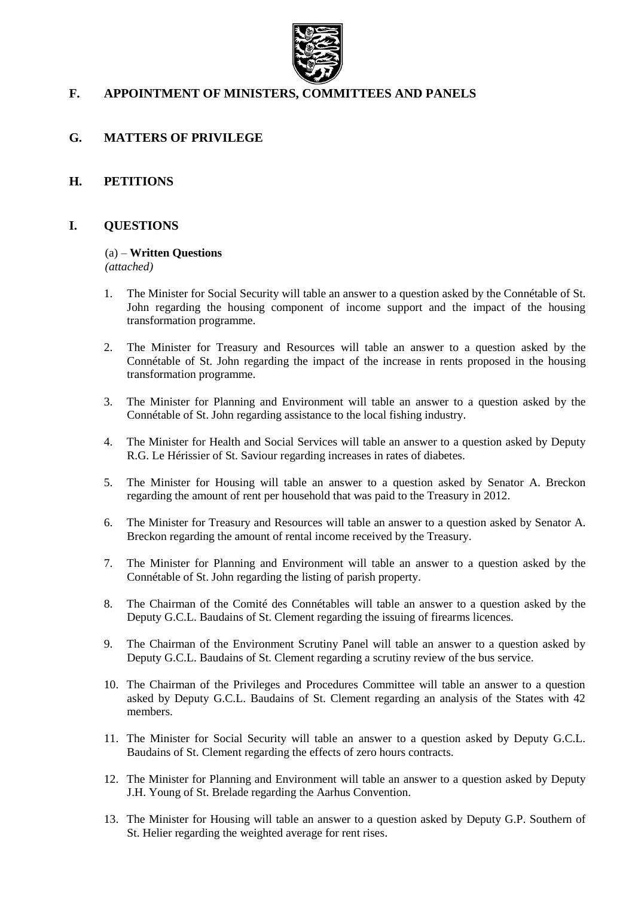## F. APPOINTMENT OF MINISTERS, COMMITTEES AND PANELS

## G. MATTERS OF PRIVILEGE

## H. PETITIONS

## I. QUESTIONS

(a) – **Written Questions**
*(attached)*

1. The Minister for Social Security will table an answer to a question asked by the Connétable of St. John regarding the housing component of income support and the impact of the housing transformation programme.

2. The Minister for Treasury and Resources will table an answer to a question asked by the Connétable of St. John regarding the impact of the increase in rents proposed in the housing transformation programme.

3. The Minister for Planning and Environment will table an answer to a question asked by the Connétable of St. John regarding assistance to the local fishing industry.

4. The Minister for Health and Social Services will table an answer to a question asked by Deputy R.G. Le Hérissier of St. Saviour regarding increases in rates of diabetes.

5. The Minister for Housing will table an answer to a question asked by Senator A. Breckon regarding the amount of rent per household that was paid to the Treasury in 2012.

6. The Minister for Treasury and Resources will table an answer to a question asked by Senator A. Breckon regarding the amount of rental income received by the Treasury.

7. The Minister for Planning and Environment will table an answer to a question asked by the Connétable of St. John regarding the listing of parish property.

8. The Chairman of the Comité des Connétables will table an answer to a question asked by the Deputy G.C.L. Baudains of St. Clement regarding the issuing of firearms licences.

9. The Chairman of the Environment Scrutiny Panel will table an answer to a question asked by Deputy G.C.L. Baudains of St. Clement regarding a scrutiny review of the bus service.

10. The Chairman of the Privileges and Procedures Committee will table an answer to a question asked by Deputy G.C.L. Baudains of St. Clement regarding an analysis of the States with 42 members.

11. The Minister for Social Security will table an answer to a question asked by Deputy G.C.L. Baudains of St. Clement regarding the effects of zero hours contracts.

12. The Minister for Planning and Environment will table an answer to a question asked by Deputy J.H. Young of St. Brelade regarding the Aarhus Convention.

13. The Minister for Housing will table an answer to a question asked by Deputy G.P. Southern of St. Helier regarding the weighted average for rent rises.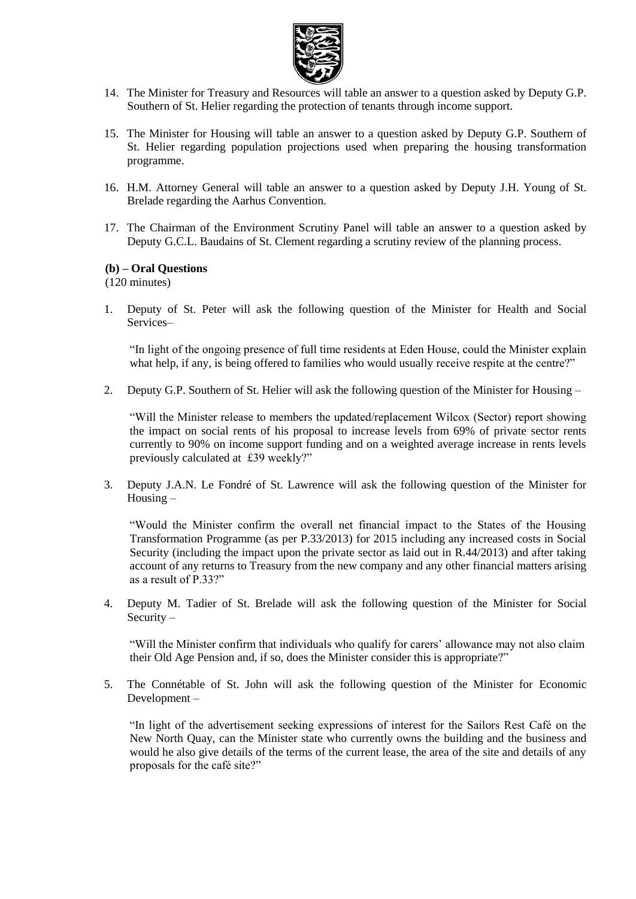14. The Minister for Treasury and Resources will table an answer to a question asked by Deputy G.P. Southern of St. Helier regarding the protection of tenants through income support.

15. The Minister for Housing will table an answer to a question asked by Deputy G.P. Southern of St. Helier regarding population projections used when preparing the housing transformation programme.

16. H.M. Attorney General will table an answer to a question asked by Deputy J.H. Young of St. Brelade regarding the Aarhus Convention.

17. The Chairman of the Environment Scrutiny Panel will table an answer to a question asked by Deputy G.C.L. Baudains of St. Clement regarding a scrutiny review of the planning process.

**(b) – Oral Questions**
(120 minutes)

1. Deputy of St. Peter will ask the following question of the Minister for Health and Social Services–

   "In light of the ongoing presence of full time residents at Eden House, could the Minister explain what help, if any, is being offered to families who would usually receive respite at the centre?"

2. Deputy G.P. Southern of St. Helier will ask the following question of the Minister for Housing –

   "Will the Minister release to members the updated/replacement Wilcox (Sector) report showing the impact on social rents of his proposal to increase levels from 69% of private sector rents currently to 90% on income support funding and on a weighted average increase in rents levels previously calculated at £39 weekly?"

3. Deputy J.A.N. Le Fondré of St. Lawrence will ask the following question of the Minister for Housing –

   "Would the Minister confirm the overall net financial impact to the States of the Housing Transformation Programme (as per P.33/2013) for 2015 including any increased costs in Social Security (including the impact upon the private sector as laid out in R.44/2013) and after taking account of any returns to Treasury from the new company and any other financial matters arising as a result of P.33?"

4. Deputy M. Tadier of St. Brelade will ask the following question of the Minister for Social Security –

   "Will the Minister confirm that individuals who qualify for carers' allowance may not also claim their Old Age Pension and, if so, does the Minister consider this is appropriate?"

5. The Connétable of St. John will ask the following question of the Minister for Economic Development –

   "In light of the advertisement seeking expressions of interest for the Sailors Rest Café on the New North Quay, can the Minister state who currently owns the building and the business and would he also give details of the terms of the current lease, the area of the site and details of any proposals for the café site?"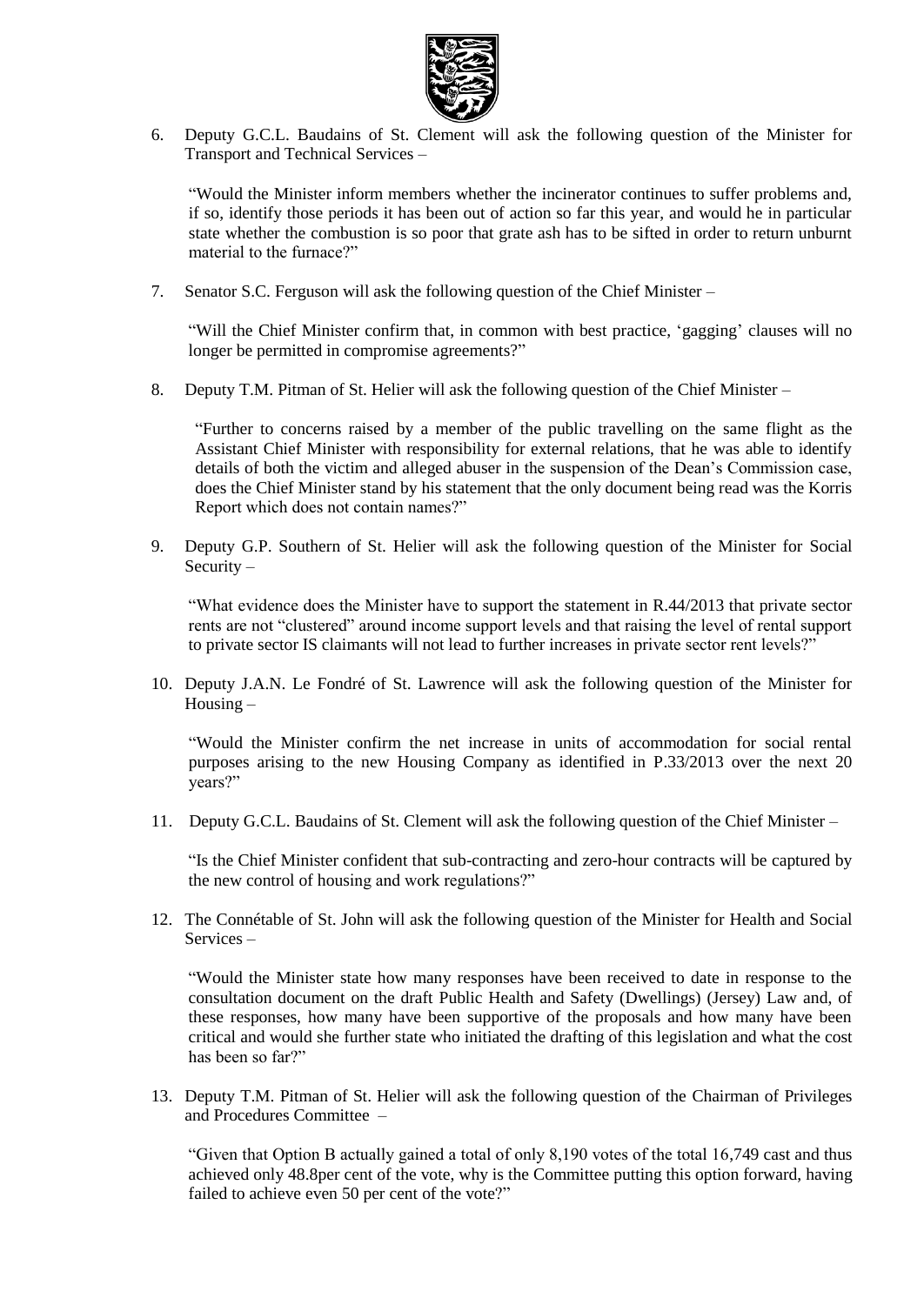6. Deputy G.C.L. Baudains of St. Clement will ask the following question of the Minister for Transport and Technical Services –

   "Would the Minister inform members whether the incinerator continues to suffer problems and, if so, identify those periods it has been out of action so far this year, and would he in particular state whether the combustion is so poor that grate ash has to be sifted in order to return unburnt material to the furnace?"

7. Senator S.C. Ferguson will ask the following question of the Chief Minister –

   "Will the Chief Minister confirm that, in common with best practice, 'gagging' clauses will no longer be permitted in compromise agreements?"

8. Deputy T.M. Pitman of St. Helier will ask the following question of the Chief Minister –

   "Further to concerns raised by a member of the public travelling on the same flight as the Assistant Chief Minister with responsibility for external relations, that he was able to identify details of both the victim and alleged abuser in the suspension of the Dean's Commission case, does the Chief Minister stand by his statement that the only document being read was the Korris Report which does not contain names?"

9. Deputy G.P. Southern of St. Helier will ask the following question of the Minister for Social Security –

   "What evidence does the Minister have to support the statement in R.44/2013 that private sector rents are not "clustered" around income support levels and that raising the level of rental support to private sector IS claimants will not lead to further increases in private sector rent levels?"

10. Deputy J.A.N. Le Fondré of St. Lawrence will ask the following question of the Minister for Housing –

    "Would the Minister confirm the net increase in units of accommodation for social rental purposes arising to the new Housing Company as identified in P.33/2013 over the next 20 years?"

11. Deputy G.C.L. Baudains of St. Clement will ask the following question of the Chief Minister –

    "Is the Chief Minister confident that sub-contracting and zero-hour contracts will be captured by the new control of housing and work regulations?"

12. The Connétable of St. John will ask the following question of the Minister for Health and Social Services –

    "Would the Minister state how many responses have been received to date in response to the consultation document on the draft Public Health and Safety (Dwellings) (Jersey) Law and, of these responses, how many have been supportive of the proposals and how many have been critical and would she further state who initiated the drafting of this legislation and what the cost has been so far?"

13. Deputy T.M. Pitman of St. Helier will ask the following question of the Chairman of Privileges and Procedures Committee –

    "Given that Option B actually gained a total of only 8,190 votes of the total 16,749 cast and thus achieved only 48.8per cent of the vote, why is the Committee putting this option forward, having failed to achieve even 50 per cent of the vote?"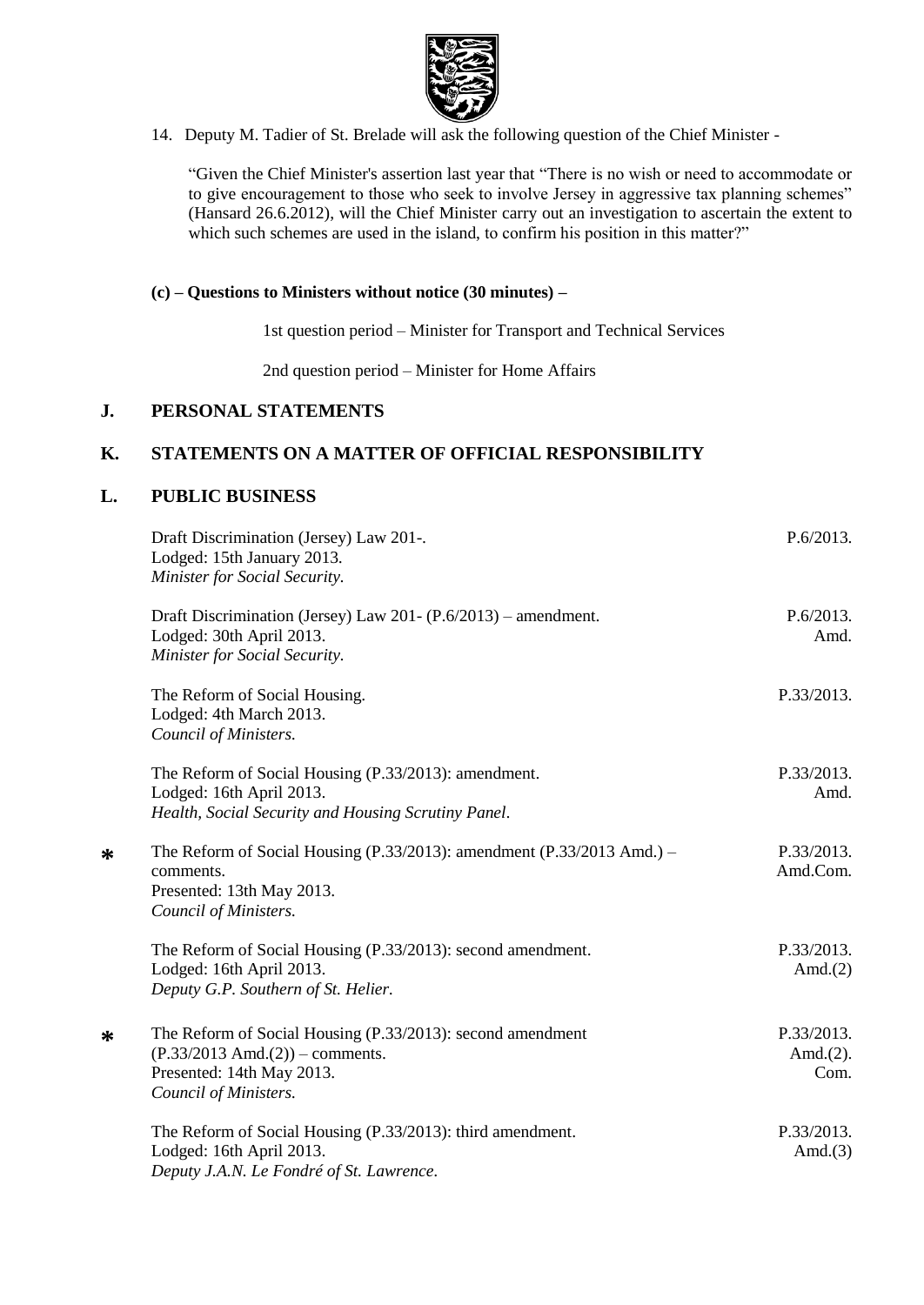14. Deputy M. Tadier of St. Brelade will ask the following question of the Chief Minister -

"Given the Chief Minister's assertion last year that "There is no wish or need to accommodate or to give encouragement to those who seek to involve Jersey in aggressive tax planning schemes" (Hansard 26.6.2012), will the Chief Minister carry out an investigation to ascertain the extent to which such schemes are used in the island, to confirm his position in this matter?"

**(c) – Questions to Ministers without notice (30 minutes) –**

1st question period – Minister for Transport and Technical Services

2nd question period – Minister for Home Affairs

## J. PERSONAL STATEMENTS

## K. STATEMENTS ON A MATTER OF OFFICIAL RESPONSIBILITY

## L. PUBLIC BUSINESS

Draft Discrimination (Jersey) Law 201-.
Lodged: 15th January 2013.
*Minister for Social Security.*
P.6/2013.

Draft Discrimination (Jersey) Law 201- (P.6/2013) – amendment.
Lodged: 30th April 2013.
*Minister for Social Security.*
P.6/2013. Amd.

The Reform of Social Housing.
Lodged: 4th March 2013.
*Council of Ministers.*
P.33/2013.

The Reform of Social Housing (P.33/2013): amendment.
Lodged: 16th April 2013.
*Health, Social Security and Housing Scrutiny Panel.*
P.33/2013. Amd.

\* The Reform of Social Housing (P.33/2013): amendment (P.33/2013 Amd.) – comments.
Presented: 13th May 2013.
*Council of Ministers.*
P.33/2013. Amd.Com.

The Reform of Social Housing (P.33/2013): second amendment.
Lodged: 16th April 2013.
*Deputy G.P. Southern of St. Helier.*
P.33/2013. Amd.(2)

\* The Reform of Social Housing (P.33/2013): second amendment (P.33/2013 Amd.(2)) – comments.
Presented: 14th May 2013.
*Council of Ministers.*
P.33/2013. Amd.(2). Com.

The Reform of Social Housing (P.33/2013): third amendment.
Lodged: 16th April 2013.
*Deputy J.A.N. Le Fondré of St. Lawrence.*
P.33/2013. Amd.(3)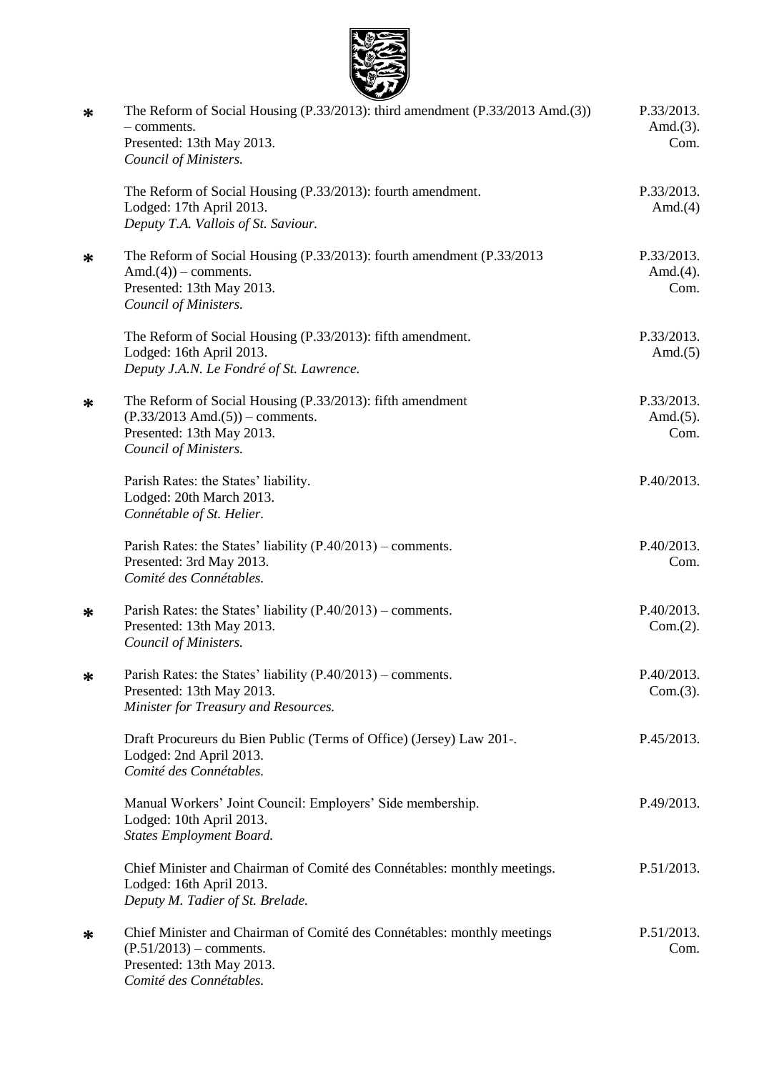| | | |
|---|---|---|
| * | The Reform of Social Housing (P.33/2013): third amendment (P.33/2013 Amd.(3)) – comments.<br>Presented: 13th May 2013.<br>*Council of Ministers.* | P.33/2013. Amd.(3). Com. |
| | The Reform of Social Housing (P.33/2013): fourth amendment.<br>Lodged: 17th April 2013.<br>*Deputy T.A. Vallois of St. Saviour.* | P.33/2013. Amd.(4) |
| * | The Reform of Social Housing (P.33/2013): fourth amendment (P.33/2013 Amd.(4)) – comments.<br>Presented: 13th May 2013.<br>*Council of Ministers.* | P.33/2013. Amd.(4). Com. |
| | The Reform of Social Housing (P.33/2013): fifth amendment.<br>Lodged: 16th April 2013.<br>*Deputy J.A.N. Le Fondré of St. Lawrence.* | P.33/2013. Amd.(5) |
| * | The Reform of Social Housing (P.33/2013): fifth amendment (P.33/2013 Amd.(5)) – comments.<br>Presented: 13th May 2013.<br>*Council of Ministers.* | P.33/2013. Amd.(5). Com. |
| | Parish Rates: the States' liability.<br>Lodged: 20th March 2013.<br>*Connétable of St. Helier.* | P.40/2013. |
| | Parish Rates: the States' liability (P.40/2013) – comments.<br>Presented: 3rd May 2013.<br>*Comité des Connétables.* | P.40/2013. Com. |
| * | Parish Rates: the States' liability (P.40/2013) – comments.<br>Presented: 13th May 2013.<br>*Council of Ministers.* | P.40/2013. Com.(2). |
| * | Parish Rates: the States' liability (P.40/2013) – comments.<br>Presented: 13th May 2013.<br>*Minister for Treasury and Resources.* | P.40/2013. Com.(3). |
| | Draft Procureurs du Bien Public (Terms of Office) (Jersey) Law 201-.<br>Lodged: 2nd April 2013.<br>*Comité des Connétables.* | P.45/2013. |
| | Manual Workers' Joint Council: Employers' Side membership.<br>Lodged: 10th April 2013.<br>*States Employment Board.* | P.49/2013. |
| | Chief Minister and Chairman of Comité des Connétables: monthly meetings.<br>Lodged: 16th April 2013.<br>*Deputy M. Tadier of St. Brelade.* | P.51/2013. |
| * | Chief Minister and Chairman of Comité des Connétables: monthly meetings (P.51/2013) – comments.<br>Presented: 13th May 2013.<br>*Comité des Connétables.* | P.51/2013. Com. |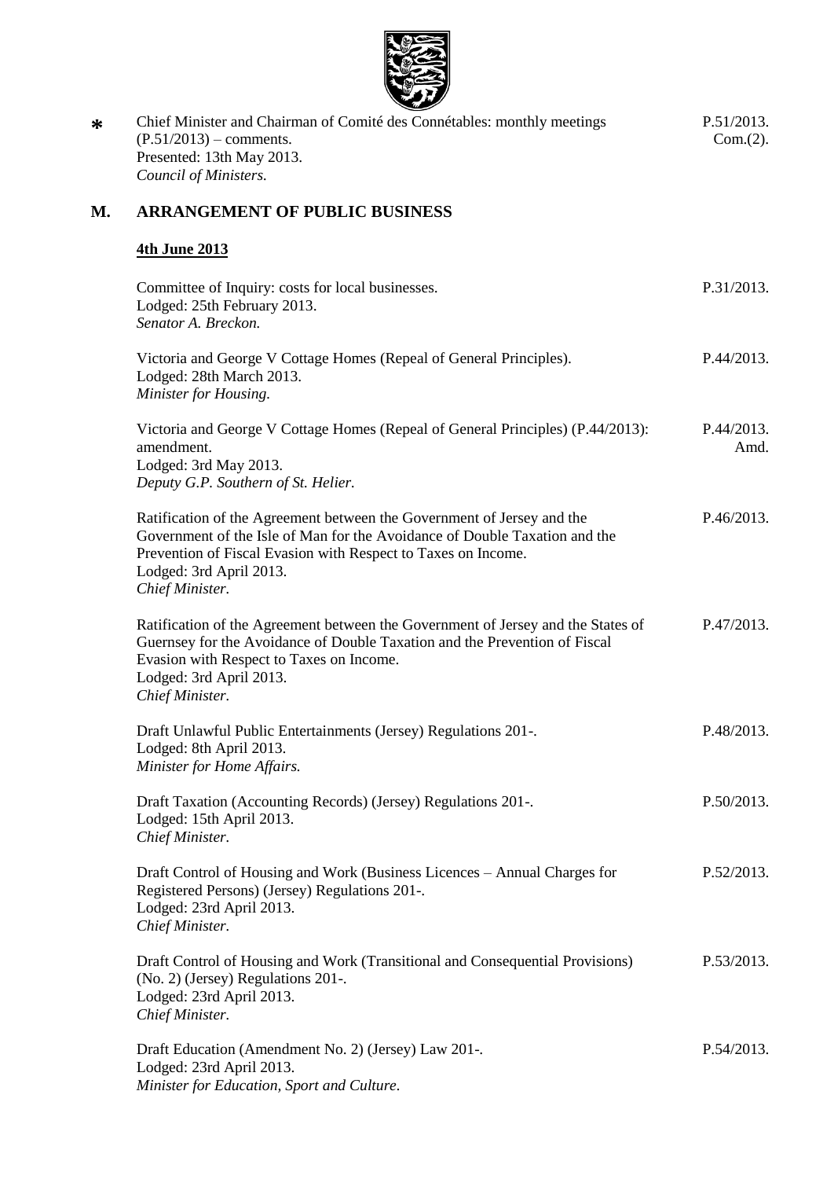* Chief Minister and Chairman of Comité des Connétables: monthly meetings (P.51/2013) – comments. P.51/2013. Com.(2).
Presented: 13th May 2013.
*Council of Ministers.*

## M. ARRANGEMENT OF PUBLIC BUSINESS

### 4th June 2013

Committee of Inquiry: costs for local businesses. P.31/2013.
Lodged: 25th February 2013.
*Senator A. Breckon.*

Victoria and George V Cottage Homes (Repeal of General Principles). P.44/2013.
Lodged: 28th March 2013.
*Minister for Housing.*

Victoria and George V Cottage Homes (Repeal of General Principles) (P.44/2013): amendment. P.44/2013. Amd.
Lodged: 3rd May 2013.
*Deputy G.P. Southern of St. Helier.*

Ratification of the Agreement between the Government of Jersey and the Government of the Isle of Man for the Avoidance of Double Taxation and the Prevention of Fiscal Evasion with Respect to Taxes on Income. P.46/2013.
Lodged: 3rd April 2013.
*Chief Minister.*

Ratification of the Agreement between the Government of Jersey and the States of Guernsey for the Avoidance of Double Taxation and the Prevention of Fiscal Evasion with Respect to Taxes on Income. P.47/2013.
Lodged: 3rd April 2013.
*Chief Minister.*

Draft Unlawful Public Entertainments (Jersey) Regulations 201-. P.48/2013.
Lodged: 8th April 2013.
*Minister for Home Affairs.*

Draft Taxation (Accounting Records) (Jersey) Regulations 201-. P.50/2013.
Lodged: 15th April 2013.
*Chief Minister.*

Draft Control of Housing and Work (Business Licences – Annual Charges for Registered Persons) (Jersey) Regulations 201-. P.52/2013.
Lodged: 23rd April 2013.
*Chief Minister.*

Draft Control of Housing and Work (Transitional and Consequential Provisions) (No. 2) (Jersey) Regulations 201-. P.53/2013.
Lodged: 23rd April 2013.
*Chief Minister.*

Draft Education (Amendment No. 2) (Jersey) Law 201-. P.54/2013.
Lodged: 23rd April 2013.
*Minister for Education, Sport and Culture.*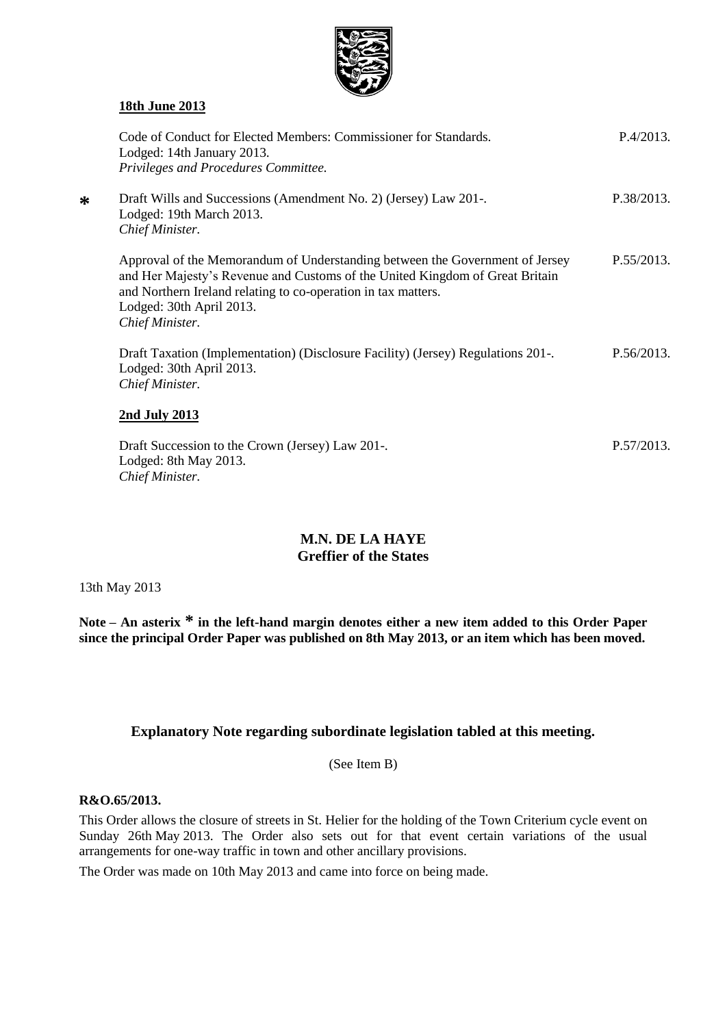**18th June 2013**

Code of Conduct for Elected Members: Commissioner for Standards. P.4/2013.
Lodged: 14th January 2013.
*Privileges and Procedures Committee.*

\* Draft Wills and Successions (Amendment No. 2) (Jersey) Law 201-. P.38/2013.
Lodged: 19th March 2013.
*Chief Minister.*

Approval of the Memorandum of Understanding between the Government of Jersey and Her Majesty's Revenue and Customs of the United Kingdom of Great Britain and Northern Ireland relating to co-operation in tax matters. P.55/2013.
Lodged: 30th April 2013.
*Chief Minister.*

Draft Taxation (Implementation) (Disclosure Facility) (Jersey) Regulations 201-. P.56/2013.
Lodged: 30th April 2013.
*Chief Minister.*

**2nd July 2013**

Draft Succession to the Crown (Jersey) Law 201-. P.57/2013.
Lodged: 8th May 2013.
*Chief Minister.*

**M.N. DE LA HAYE**
**Greffier of the States**

13th May 2013

**Note – An asterix * in the left-hand margin denotes either a new item added to this Order Paper since the principal Order Paper was published on 8th May 2013, or an item which has been moved.**

## Explanatory Note regarding subordinate legislation tabled at this meeting.

(See Item B)

**R&O.65/2013.**

This Order allows the closure of streets in St. Helier for the holding of the Town Criterium cycle event on Sunday 26th May 2013. The Order also sets out for that event certain variations of the usual arrangements for one-way traffic in town and other ancillary provisions.

The Order was made on 10th May 2013 and came into force on being made.